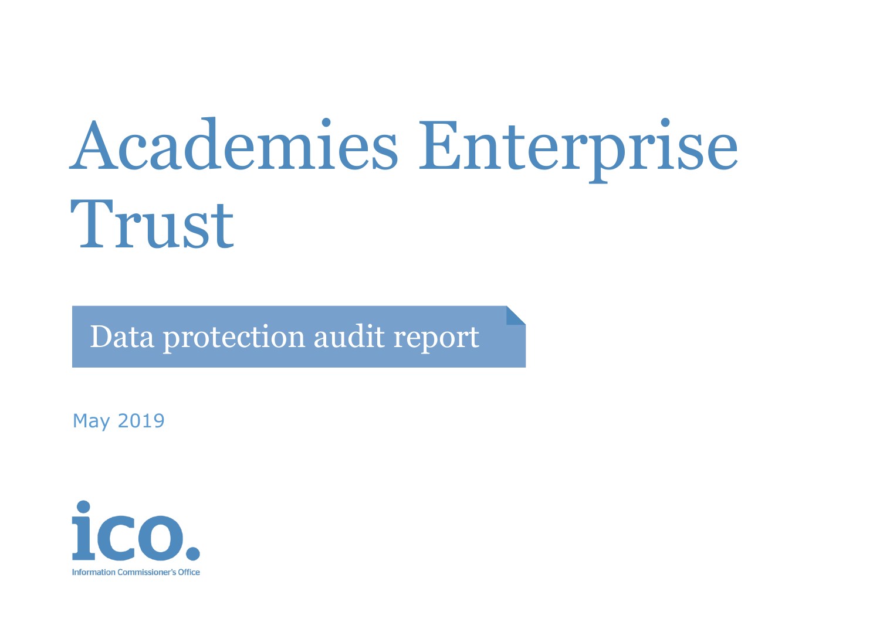# Academies Enterprise Trust

## Data protection audit report

May 2019

ico.

Information Commissioner's Office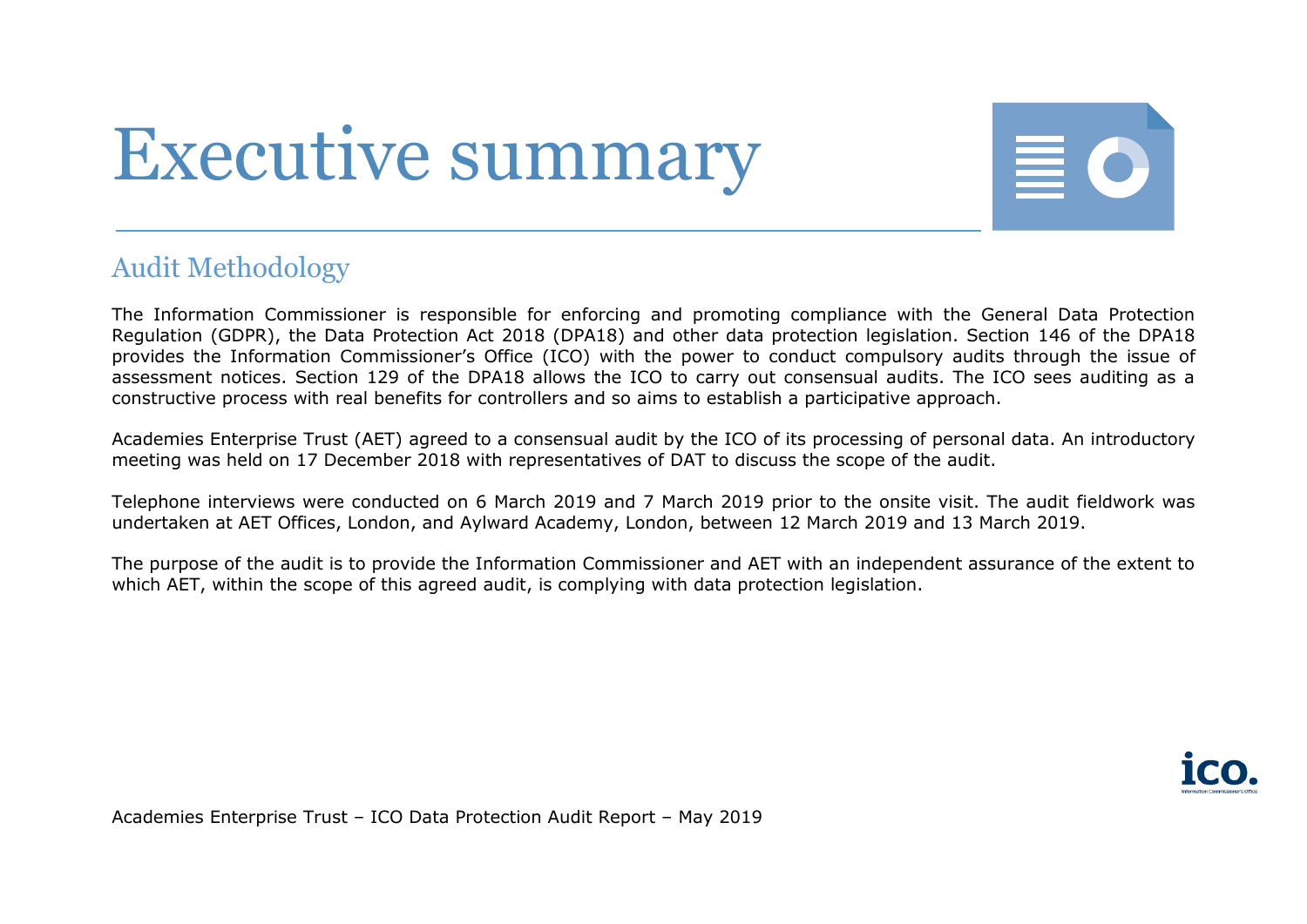# Executive summary

## Audit Methodology

The Information Commissioner is responsible for enforcing and promoting compliance with the General Data Protection Regulation (GDPR), the Data Protection Act 2018 (DPA18) and other data protection legislation. Section 146 of the DPA18 provides the Information Commissioner's Office (ICO) with the power to conduct compulsory audits through the issue of assessment notices. Section 129 of the DPA18 allows the ICO to carry out consensual audits. The ICO sees auditing as a constructive process with real benefits for controllers and so aims to establish a participative approach.

Academies Enterprise Trust (AET) agreed to a consensual audit by the ICO of its processing of personal data. An introductory meeting was held on 17 December 2018 with representatives of DAT to discuss the scope of the audit.

Telephone interviews were conducted on 6 March 2019 and 7 March 2019 prior to the onsite visit. The audit fieldwork was undertaken at AET Offices, London, and Aylward Academy, London, between 12 March 2019 and 13 March 2019.

The purpose of the audit is to provide the Information Commissioner and AET with an independent assurance of the extent to which AET, within the scope of this agreed audit, is complying with data protection legislation.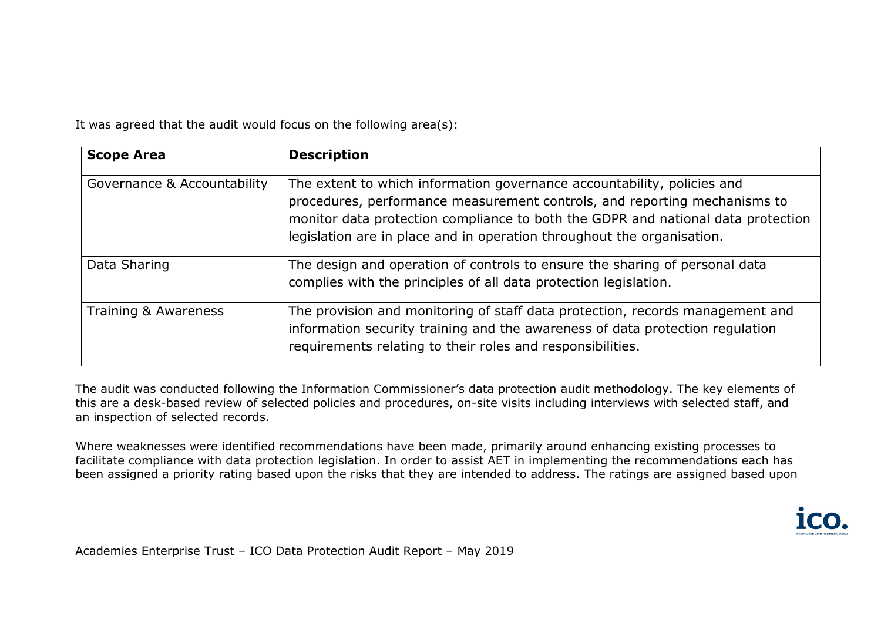It was agreed that the audit would focus on the following area(s):

| Scope Area | Description |
| --- | --- |
| Governance & Accountability | The extent to which information governance accountability, policies and procedures, performance measurement controls, and reporting mechanisms to monitor data protection compliance to both the GDPR and national data protection legislation are in place and in operation throughout the organisation. |
| Data Sharing | The design and operation of controls to ensure the sharing of personal data complies with the principles of all data protection legislation. |
| Training & Awareness | The provision and monitoring of staff data protection, records management and information security training and the awareness of data protection regulation requirements relating to their roles and responsibilities. |

The audit was conducted following the Information Commissioner's data protection audit methodology. The key elements of this are a desk-based review of selected policies and procedures, on-site visits including interviews with selected staff, and an inspection of selected records.

Where weaknesses were identified recommendations have been made, primarily around enhancing existing processes to facilitate compliance with data protection legislation. In order to assist AET in implementing the recommendations each has been assigned a priority rating based upon the risks that they are intended to address. The ratings are assigned based upon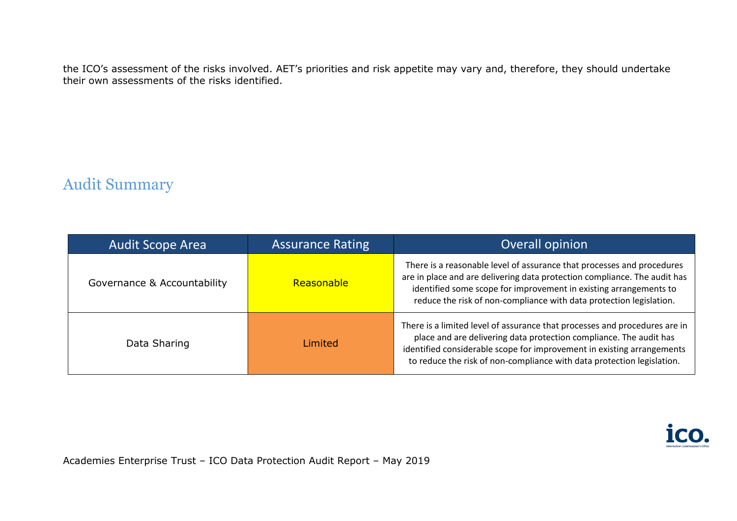the ICO's assessment of the risks involved. AET's priorities and risk appetite may vary and, therefore, they should undertake their own assessments of the risks identified.

## Audit Summary

| Audit Scope Area | Assurance Rating | Overall opinion |
|---|---|---|
| Governance & Accountability | Reasonable | There is a reasonable level of assurance that processes and procedures are in place and are delivering data protection compliance. The audit has identified some scope for improvement in existing arrangements to reduce the risk of non-compliance with data protection legislation. |
| Data Sharing | Limited | There is a limited level of assurance that processes and procedures are in place and are delivering data protection compliance. The audit has identified considerable scope for improvement in existing arrangements to reduce the risk of non-compliance with data protection legislation. |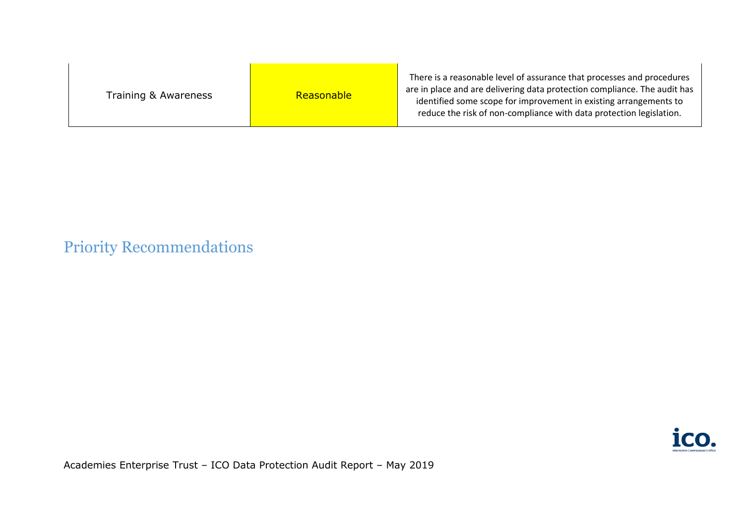| | | |
|---|---|---|
| Training & Awareness | Reasonable | There is a reasonable level of assurance that processes and procedures are in place and are delivering data protection compliance. The audit has identified some scope for improvement in existing arrangements to reduce the risk of non-compliance with data protection legislation. |

## Priority Recommendations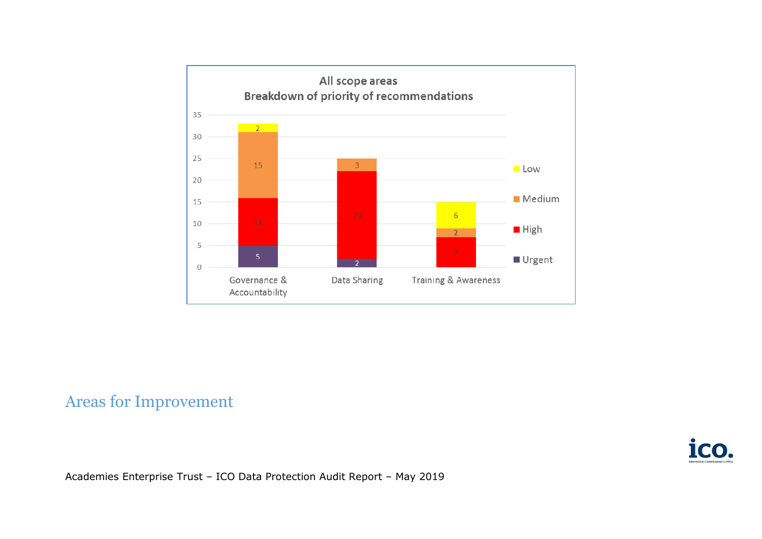**All scope areas**
**Breakdown of priority of recommendations**

| Scope area | Urgent | High | Medium | Low |
|---|---|---|---|---|
| Governance & Accountability | 5 | 11 | 15 | 2 |
| Data Sharing | 2 | 20 | 3 | |
| Training & Awareness | | 7 | 2 | 6 |

## Areas for Improvement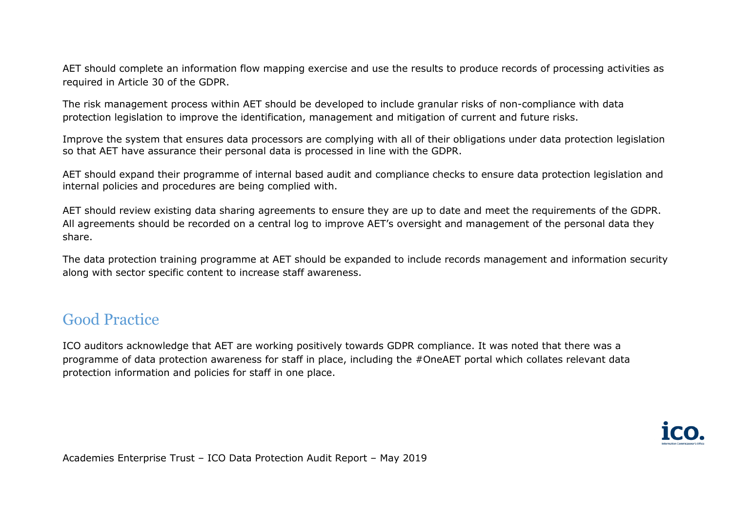AET should complete an information flow mapping exercise and use the results to produce records of processing activities as required in Article 30 of the GDPR.

The risk management process within AET should be developed to include granular risks of non-compliance with data protection legislation to improve the identification, management and mitigation of current and future risks.

Improve the system that ensures data processors are complying with all of their obligations under data protection legislation so that AET have assurance their personal data is processed in line with the GDPR.

AET should expand their programme of internal based audit and compliance checks to ensure data protection legislation and internal policies and procedures are being complied with.

AET should review existing data sharing agreements to ensure they are up to date and meet the requirements of the GDPR. All agreements should be recorded on a central log to improve AET's oversight and management of the personal data they share.

The data protection training programme at AET should be expanded to include records management and information security along with sector specific content to increase staff awareness.

## Good Practice

ICO auditors acknowledge that AET are working positively towards GDPR compliance. It was noted that there was a programme of data protection awareness for staff in place, including the #OneAET portal which collates relevant data protection information and policies for staff in one place.